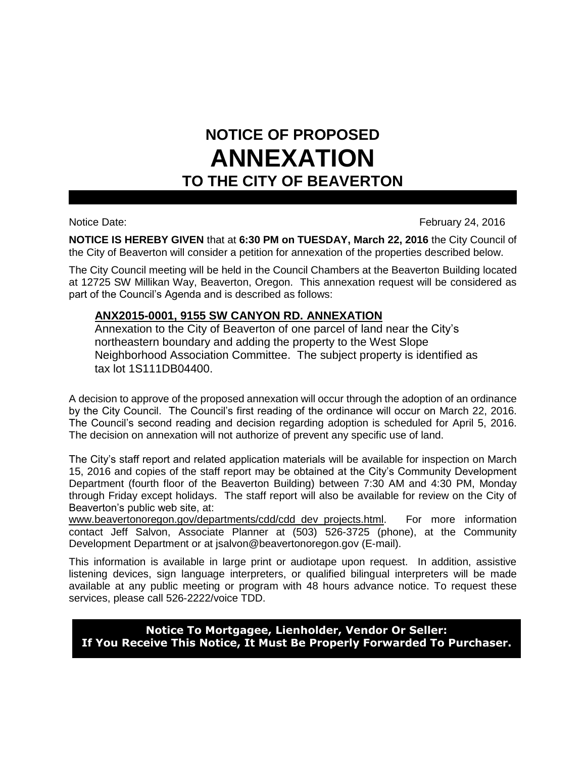# NOTICE OF PROPOSED
# ANNEXATION
## TO THE CITY OF BEAVERTON

Notice Date: February 24, 2016

**NOTICE IS HEREBY GIVEN** that at **6:30 PM on TUESDAY, March 22, 2016** the City Council of the City of Beaverton will consider a petition for annexation of the properties described below.

The City Council meeting will be held in the Council Chambers at the Beaverton Building located at 12725 SW Millikan Way, Beaverton, Oregon. This annexation request will be considered as part of the Council's Agenda and is described as follows:

**ANX2015-0001, 9155 SW CANYON RD. ANNEXATION**

Annexation to the City of Beaverton of one parcel of land near the City's northeastern boundary and adding the property to the West Slope Neighborhood Association Committee. The subject property is identified as tax lot 1S111DB04400.

A decision to approve of the proposed annexation will occur through the adoption of an ordinance by the City Council. The Council's first reading of the ordinance will occur on March 22, 2016. The Council's second reading and decision regarding adoption is scheduled for April 5, 2016. The decision on annexation will not authorize of prevent any specific use of land.

The City's staff report and related application materials will be available for inspection on March 15, 2016 and copies of the staff report may be obtained at the City's Community Development Department (fourth floor of the Beaverton Building) between 7:30 AM and 4:30 PM, Monday through Friday except holidays. The staff report will also be available for review on the City of Beaverton's public web site, at:
www.beavertonoregon.gov/departments/cdd/cdd_dev_projects.html. For more information contact Jeff Salvon, Associate Planner at (503) 526-3725 (phone), at the Community Development Department or at jsalvon@beavertonoregon.gov (E-mail).

This information is available in large print or audiotape upon request. In addition, assistive listening devices, sign language interpreters, or qualified bilingual interpreters will be made available at any public meeting or program with 48 hours advance notice. To request these services, please call 526-2222/voice TDD.

**Notice To Mortgagee, Lienholder, Vendor Or Seller:
If You Receive This Notice, It Must Be Properly Forwarded To Purchaser.**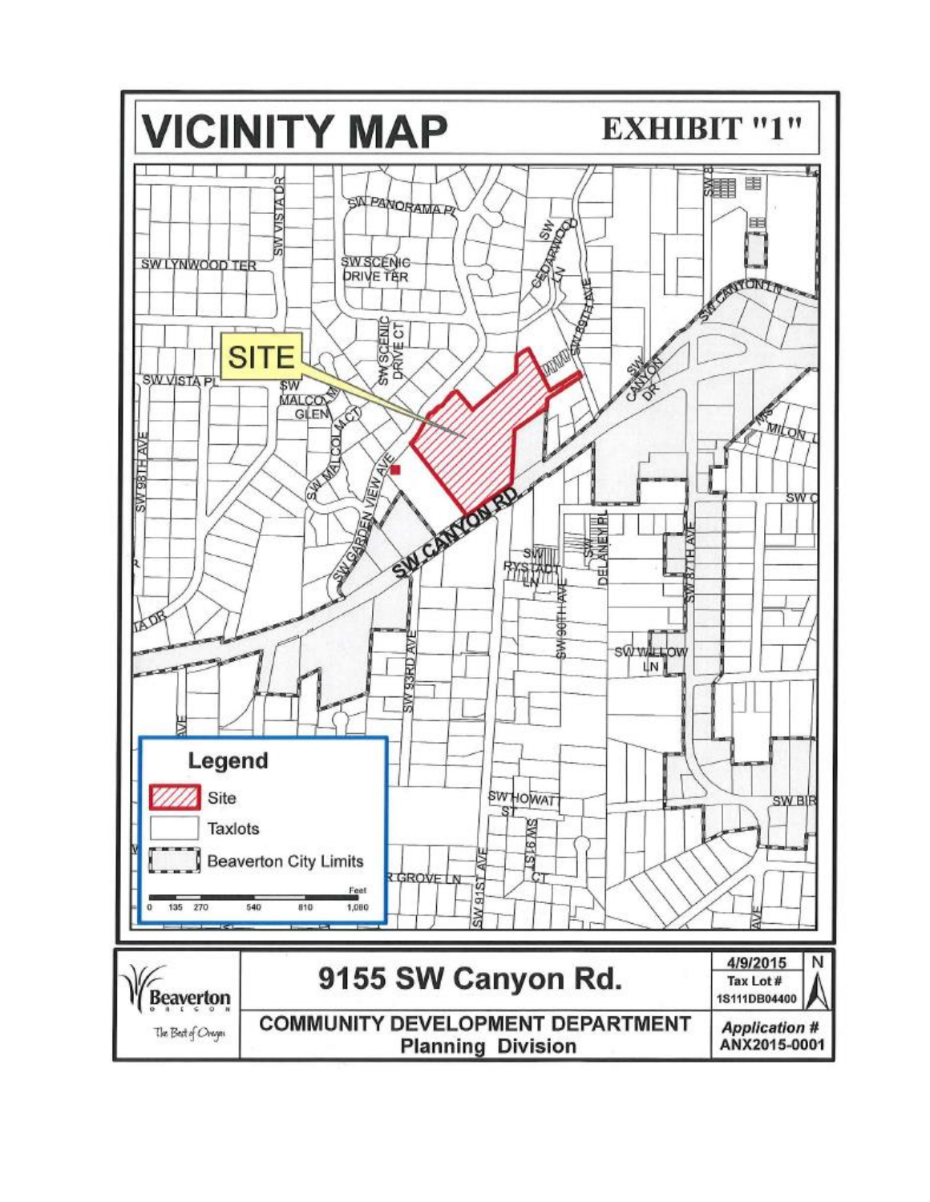# VICINITY MAP

## EXHIBIT "1"

SITE

SW PANORAMA PL

SW LYNWOOD TER

SW SCENIC DRIVE TER

SW VISTA DR

SW SCENIC DRIVE CT

SW CEDARWOOD LN

SW 89TH AVE

SW CANYON LN

SW CANYON DR

SW VISTA PL

SW MALCOLM GLEN

SW MALCOLM CT

SW 98TH AVE

SW GARDEN VIEW AVE

SW CANYON RD

SW RYSTADT LN

SW DELANEY PL

SW 87TH AVE

SW 90TH AVE

SW 93RD AVE

SW WILLOW LN

SW HOWATT ST

SW 91ST CT

SW 91ST AVE

GROVE LN

SW BIR

MILTON

**Legend**

Site

Taxlots

Beaverton City Limits

Feet

0 135 270 540 810 1,080

Beaverton Oregon

The Best of Oregon

# 9155 SW Canyon Rd.

**COMMUNITY DEVELOPMENT DEPARTMENT**
**Planning Division**

4/9/2015

Tax Lot # 1S111DB04400

N

*Application #* ANX2015-0001